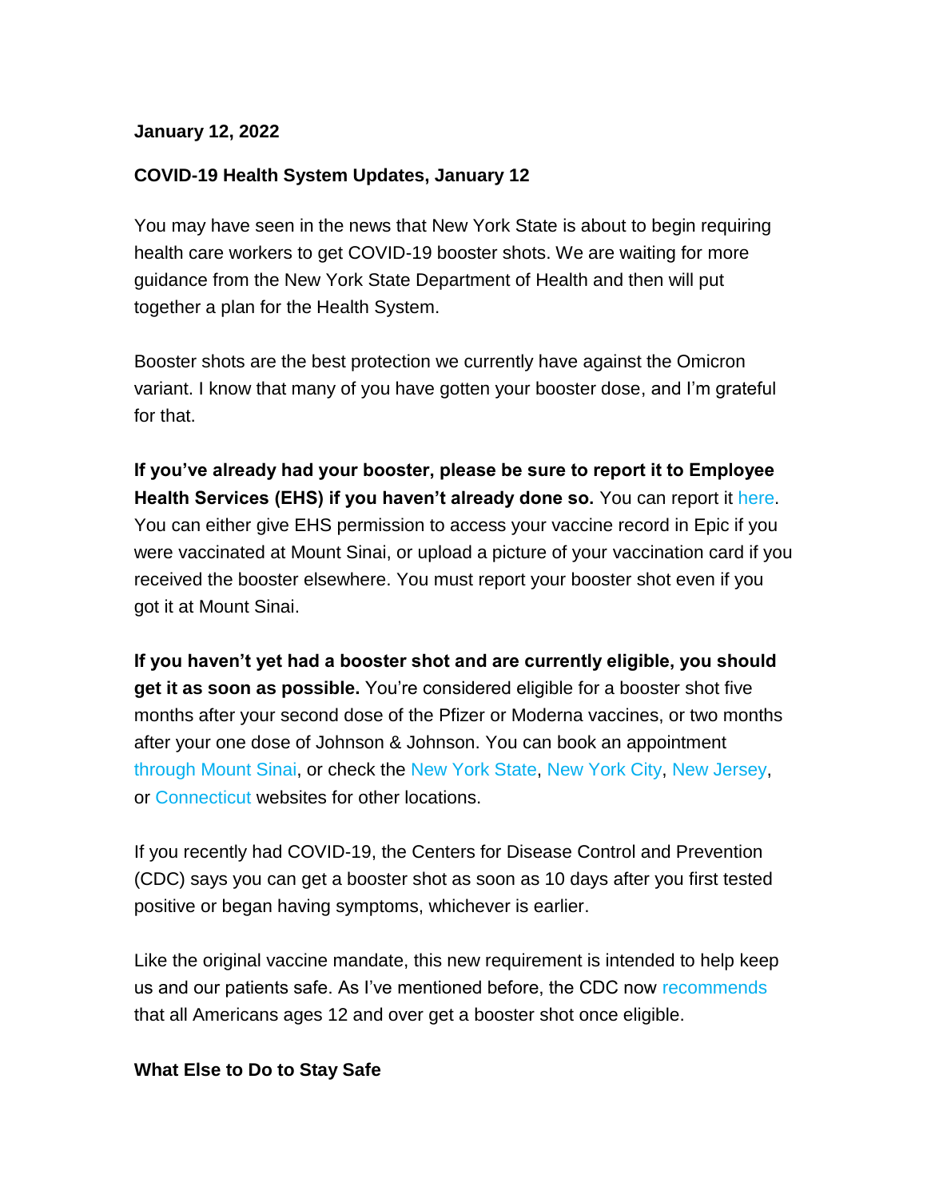**January 12, 2022**

**COVID-19 Health System Updates, January 12**

You may have seen in the news that New York State is about to begin requiring health care workers to get COVID-19 booster shots. We are waiting for more guidance from the New York State Department of Health and then will put together a plan for the Health System.

Booster shots are the best protection we currently have against the Omicron variant. I know that many of you have gotten your booster dose, and I'm grateful for that.

**If you've already had your booster, please be sure to report it to Employee Health Services (EHS) if you haven't already done so.** You can report it here. You can either give EHS permission to access your vaccine record in Epic if you were vaccinated at Mount Sinai, or upload a picture of your vaccination card if you received the booster elsewhere. You must report your booster shot even if you got it at Mount Sinai.

**If you haven't yet had a booster shot and are currently eligible, you should get it as soon as possible.** You're considered eligible for a booster shot five months after your second dose of the Pfizer or Moderna vaccines, or two months after your one dose of Johnson & Johnson. You can book an appointment through Mount Sinai, or check the New York State, New York City, New Jersey, or Connecticut websites for other locations.

If you recently had COVID-19, the Centers for Disease Control and Prevention (CDC) says you can get a booster shot as soon as 10 days after you first tested positive or began having symptoms, whichever is earlier.

Like the original vaccine mandate, this new requirement is intended to help keep us and our patients safe. As I've mentioned before, the CDC now recommends that all Americans ages 12 and over get a booster shot once eligible.

**What Else to Do to Stay Safe**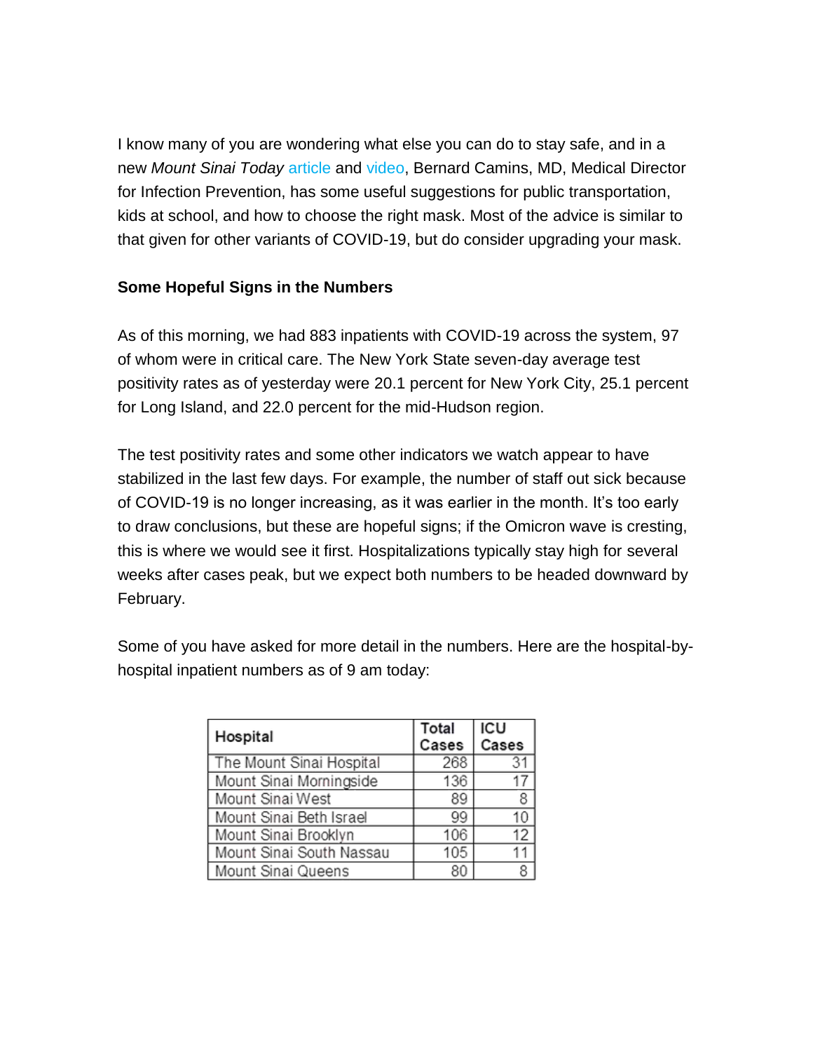I know many of you are wondering what else you can do to stay safe, and in a new *Mount Sinai Today* article and video, Bernard Camins, MD, Medical Director for Infection Prevention, has some useful suggestions for public transportation, kids at school, and how to choose the right mask. Most of the advice is similar to that given for other variants of COVID-19, but do consider upgrading your mask.

**Some Hopeful Signs in the Numbers**

As of this morning, we had 883 inpatients with COVID-19 across the system, 97 of whom were in critical care. The New York State seven-day average test positivity rates as of yesterday were 20.1 percent for New York City, 25.1 percent for Long Island, and 22.0 percent for the mid-Hudson region.

The test positivity rates and some other indicators we watch appear to have stabilized in the last few days. For example, the number of staff out sick because of COVID-19 is no longer increasing, as it was earlier in the month. It's too early to draw conclusions, but these are hopeful signs; if the Omicron wave is cresting, this is where we would see it first. Hospitalizations typically stay high for several weeks after cases peak, but we expect both numbers to be headed downward by February.

Some of you have asked for more detail in the numbers. Here are the hospital-by-hospital inpatient numbers as of 9 am today:

| Hospital | Total Cases | ICU Cases |
|---|---|---|
| The Mount Sinai Hospital | 268 | 31 |
| Mount Sinai Morningside | 136 | 17 |
| Mount Sinai West | 89 | 8 |
| Mount Sinai Beth Israel | 99 | 10 |
| Mount Sinai Brooklyn | 106 | 12 |
| Mount Sinai South Nassau | 105 | 11 |
| Mount Sinai Queens | 80 | 8 |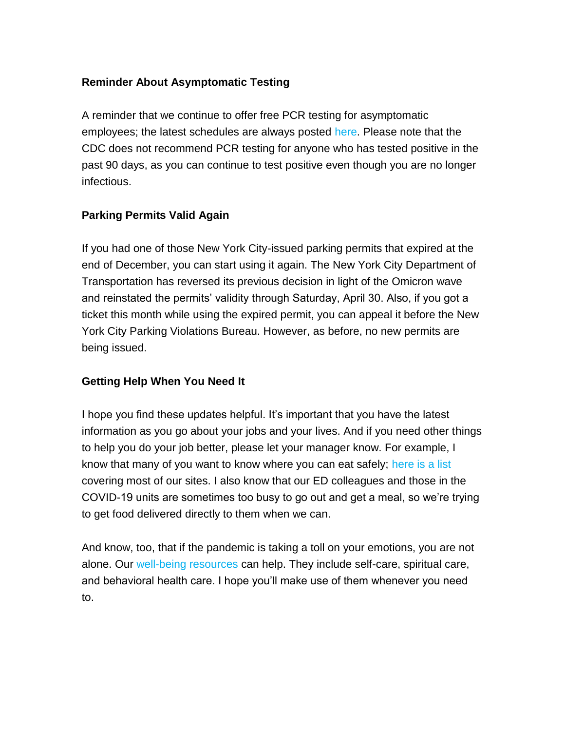**Reminder About Asymptomatic Testing**

A reminder that we continue to offer free PCR testing for asymptomatic employees; the latest schedules are always posted here. Please note that the CDC does not recommend PCR testing for anyone who has tested positive in the past 90 days, as you can continue to test positive even though you are no longer infectious.

**Parking Permits Valid Again**

If you had one of those New York City-issued parking permits that expired at the end of December, you can start using it again. The New York City Department of Transportation has reversed its previous decision in light of the Omicron wave and reinstated the permits' validity through Saturday, April 30. Also, if you got a ticket this month while using the expired permit, you can appeal it before the New York City Parking Violations Bureau. However, as before, no new permits are being issued.

**Getting Help When You Need It**

I hope you find these updates helpful. It's important that you have the latest information as you go about your jobs and your lives. And if you need other things to help you do your job better, please let your manager know. For example, I know that many of you want to know where you can eat safely; here is a list covering most of our sites. I also know that our ED colleagues and those in the COVID-19 units are sometimes too busy to go out and get a meal, so we're trying to get food delivered directly to them when we can.

And know, too, that if the pandemic is taking a toll on your emotions, you are not alone. Our well-being resources can help. They include self-care, spiritual care, and behavioral health care. I hope you'll make use of them whenever you need to.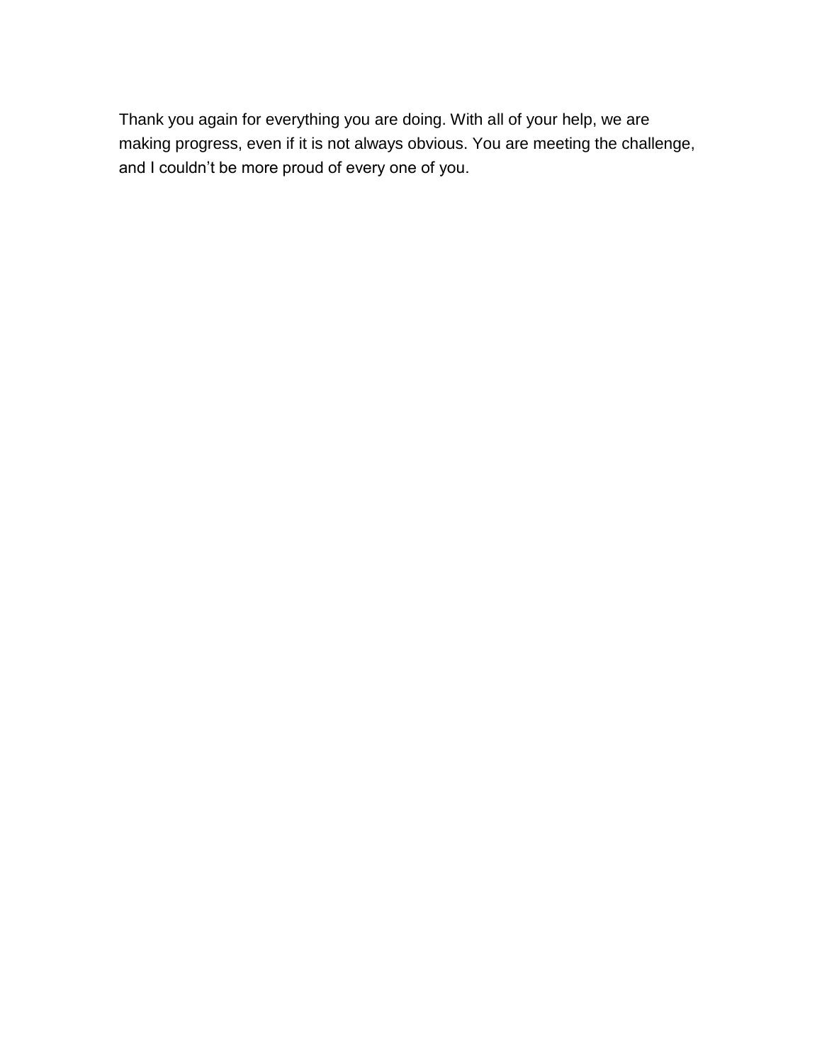Thank you again for everything you are doing. With all of your help, we are making progress, even if it is not always obvious. You are meeting the challenge, and I couldn’t be more proud of every one of you.